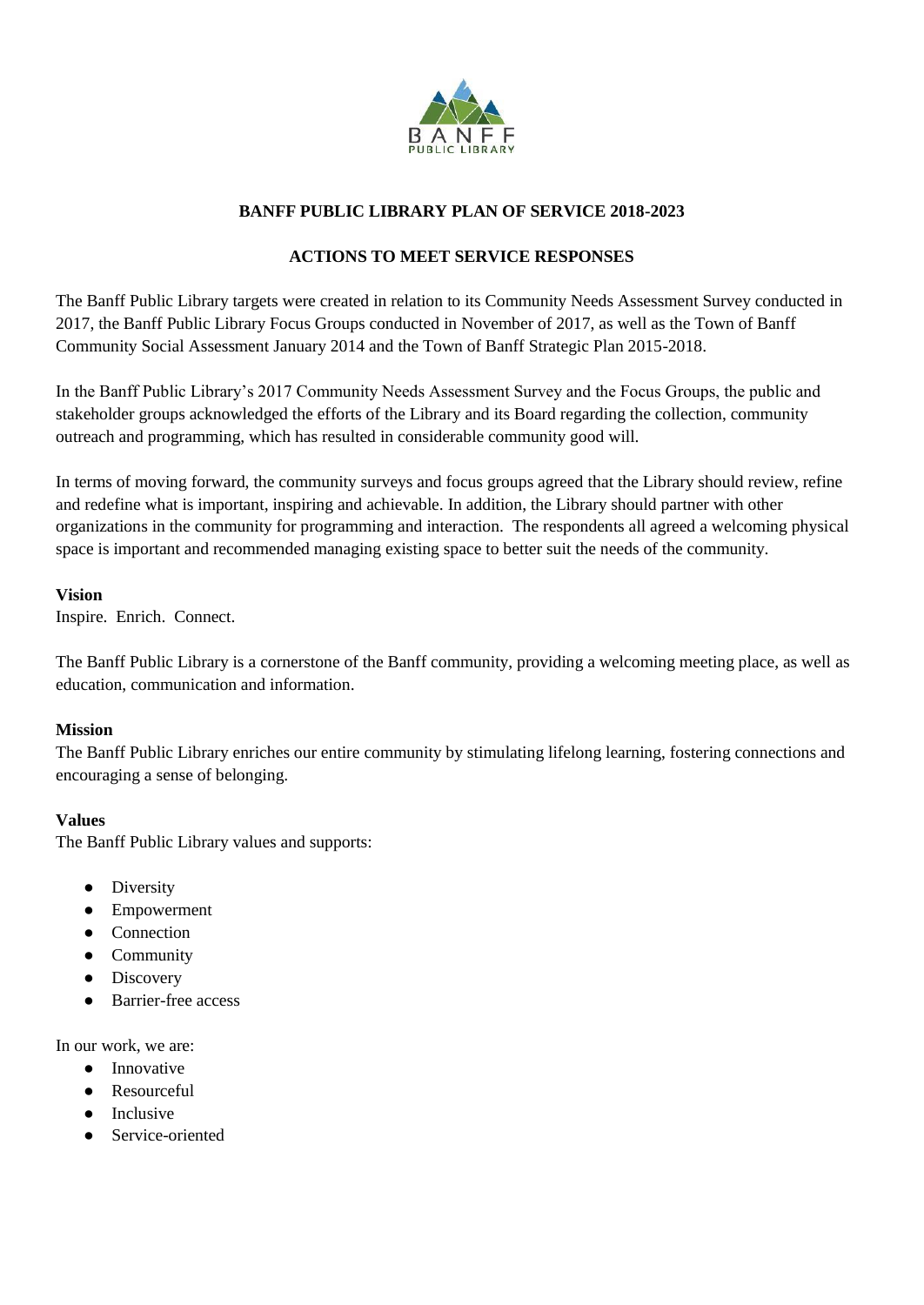# BANFF PUBLIC LIBRARY PLAN OF SERVICE 2018-2023

## ACTIONS TO MEET SERVICE RESPONSES

The Banff Public Library targets were created in relation to its Community Needs Assessment Survey conducted in 2017, the Banff Public Library Focus Groups conducted in November of 2017, as well as the Town of Banff Community Social Assessment January 2014 and the Town of Banff Strategic Plan 2015-2018.

In the Banff Public Library's 2017 Community Needs Assessment Survey and the Focus Groups, the public and stakeholder groups acknowledged the efforts of the Library and its Board regarding the collection, community outreach and programming, which has resulted in considerable community good will.

In terms of moving forward, the community surveys and focus groups agreed that the Library should review, refine and redefine what is important, inspiring and achievable. In addition, the Library should partner with other organizations in the community for programming and interaction. The respondents all agreed a welcoming physical space is important and recommended managing existing space to better suit the needs of the community.

**Vision**

Inspire. Enrich. Connect.

The Banff Public Library is a cornerstone of the Banff community, providing a welcoming meeting place, as well as education, communication and information.

**Mission**

The Banff Public Library enriches our entire community by stimulating lifelong learning, fostering connections and encouraging a sense of belonging.

**Values**

The Banff Public Library values and supports:

- Diversity
- Empowerment
- Connection
- Community
- Discovery
- Barrier-free access

In our work, we are:

- Innovative
- Resourceful
- Inclusive
- Service-oriented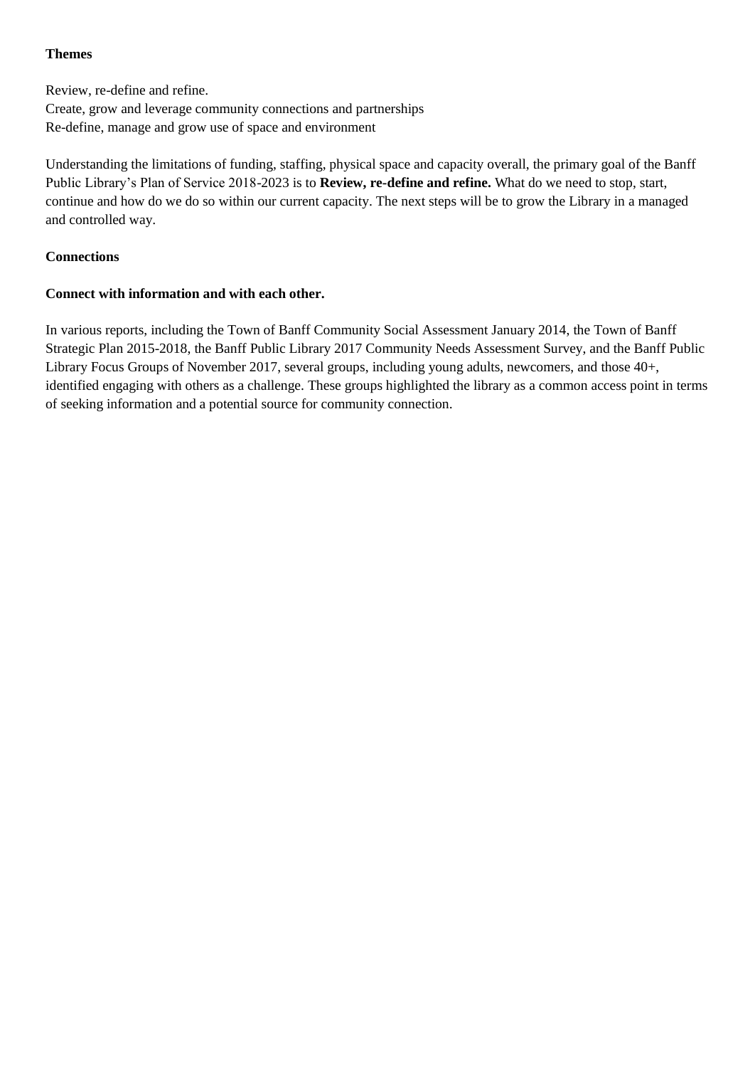**Themes**

Review, re-define and refine.
Create, grow and leverage community connections and partnerships
Re-define, manage and grow use of space and environment

Understanding the limitations of funding, staffing, physical space and capacity overall, the primary goal of the Banff Public Library's Plan of Service 2018-2023 is to **Review, re-define and refine.** What do we need to stop, start, continue and how do we do so within our current capacity. The next steps will be to grow the Library in a managed and controlled way.

**Connections**

**Connect with information and with each other.**

In various reports, including the Town of Banff Community Social Assessment January 2014, the Town of Banff Strategic Plan 2015-2018, the Banff Public Library 2017 Community Needs Assessment Survey, and the Banff Public Library Focus Groups of November 2017, several groups, including young adults, newcomers, and those 40+, identified engaging with others as a challenge. These groups highlighted the library as a common access point in terms of seeking information and a potential source for community connection.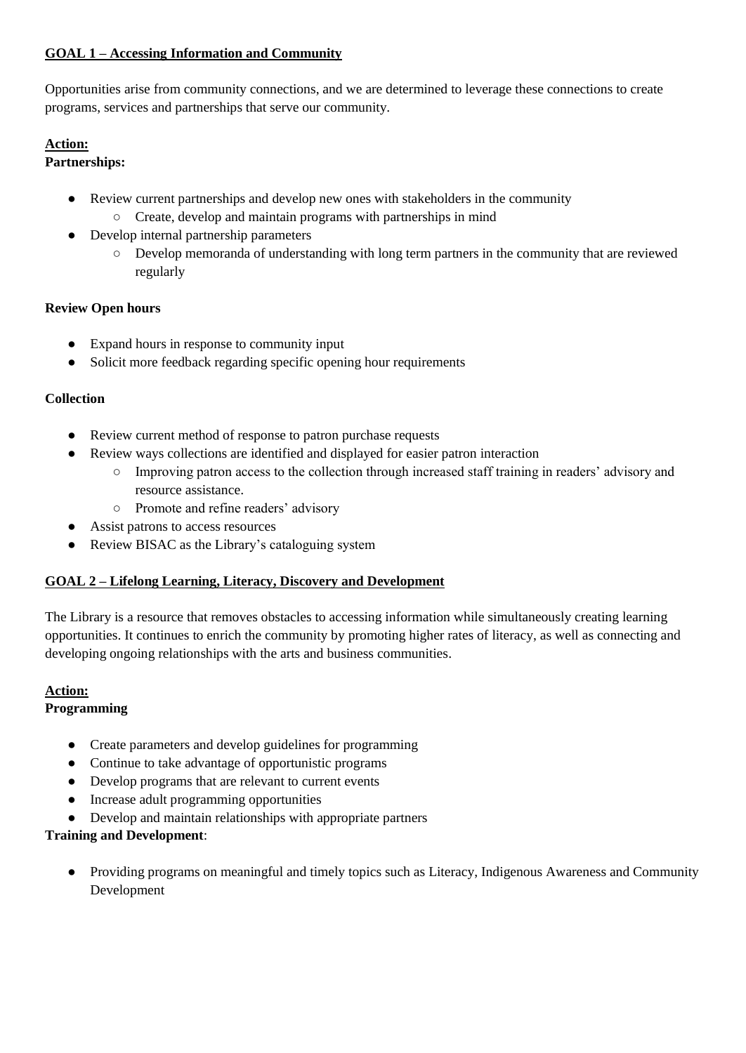## **<u>GOAL 1 – Accessing Information and Community</u>**

Opportunities arise from community connections, and we are determined to leverage these connections to create programs, services and partnerships that serve our community.

**<u>Action:</u>**

**Partnerships:**

- Review current partnerships and develop new ones with stakeholders in the community
    - Create, develop and maintain programs with partnerships in mind
- Develop internal partnership parameters
    - Develop memoranda of understanding with long term partners in the community that are reviewed regularly

**Review Open hours**

- Expand hours in response to community input
- Solicit more feedback regarding specific opening hour requirements

**Collection**

- Review current method of response to patron purchase requests
- Review ways collections are identified and displayed for easier patron interaction
    - Improving patron access to the collection through increased staff training in readers' advisory and resource assistance.
    - Promote and refine readers' advisory
- Assist patrons to access resources
- Review BISAC as the Library's cataloguing system

## **<u>GOAL 2 – Lifelong Learning, Literacy, Discovery and Development</u>**

The Library is a resource that removes obstacles to accessing information while simultaneously creating learning opportunities. It continues to enrich the community by promoting higher rates of literacy, as well as connecting and developing ongoing relationships with the arts and business communities.

**<u>Action:</u>**

**Programming**

- Create parameters and develop guidelines for programming
- Continue to take advantage of opportunistic programs
- Develop programs that are relevant to current events
- Increase adult programming opportunities
- Develop and maintain relationships with appropriate partners

**Training and Development**:

- Providing programs on meaningful and timely topics such as Literacy, Indigenous Awareness and Community Development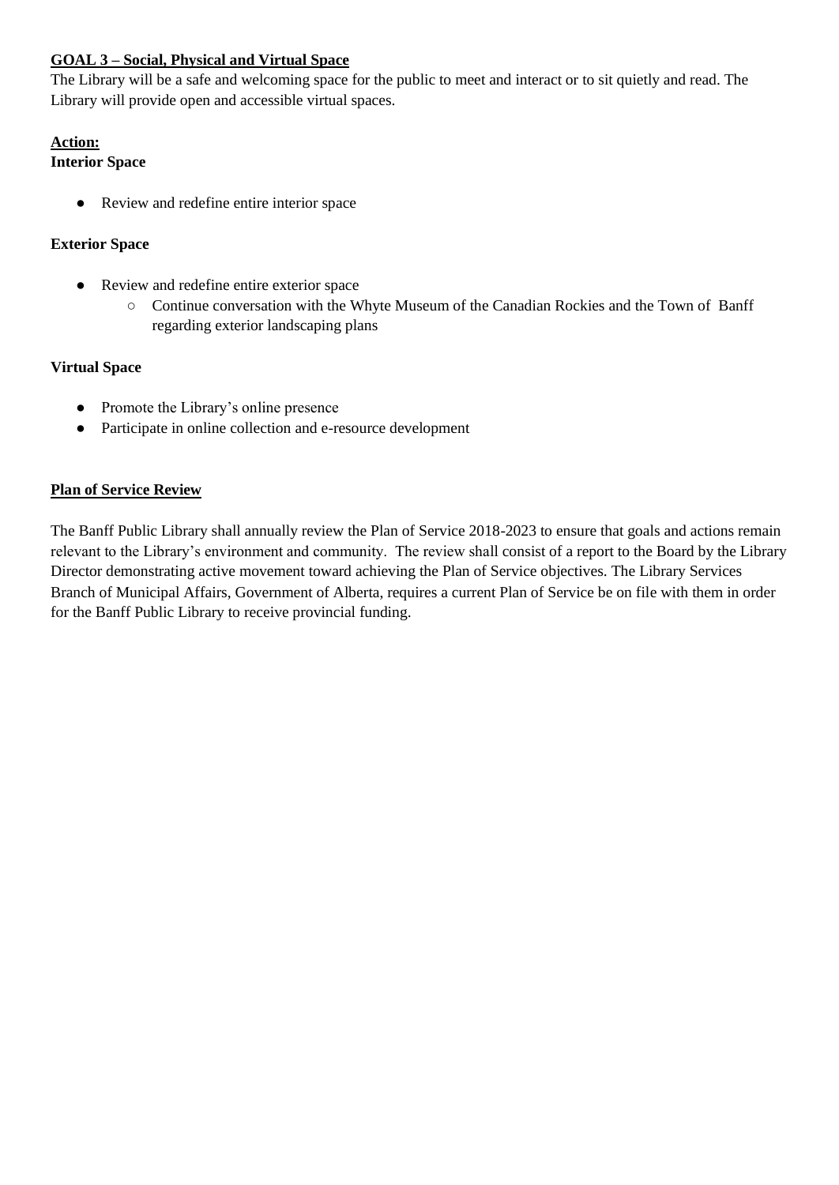**GOAL 3 – Social, Physical and Virtual Space**

The Library will be a safe and welcoming space for the public to meet and interact or to sit quietly and read. The Library will provide open and accessible virtual spaces.

**Action:**

**Interior Space**

- Review and redefine entire interior space

**Exterior Space**

- Review and redefine entire exterior space
  - Continue conversation with the Whyte Museum of the Canadian Rockies and the Town of Banff regarding exterior landscaping plans

**Virtual Space**

- Promote the Library's online presence
- Participate in online collection and e-resource development

**Plan of Service Review**

The Banff Public Library shall annually review the Plan of Service 2018-2023 to ensure that goals and actions remain relevant to the Library's environment and community. The review shall consist of a report to the Board by the Library Director demonstrating active movement toward achieving the Plan of Service objectives. The Library Services Branch of Municipal Affairs, Government of Alberta, requires a current Plan of Service be on file with them in order for the Banff Public Library to receive provincial funding.